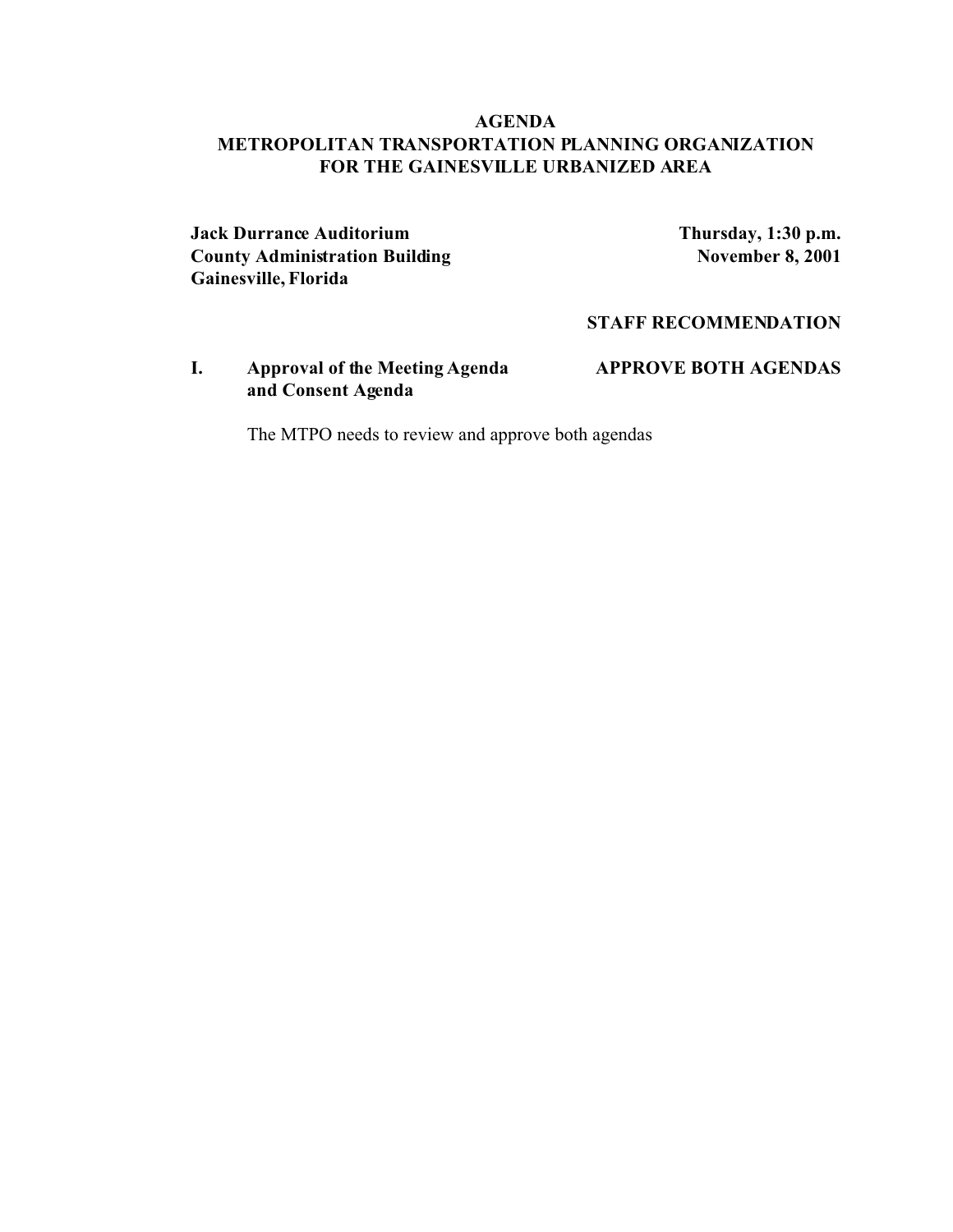# AGENDA
# METROPOLITAN TRANSPORTATION PLANNING ORGANIZATION FOR THE GAINESVILLE URBANIZED AREA

**Jack Durrance Auditorium**
**County Administration Building**
**Gainesville, Florida**

**Thursday, 1:30 p.m.**
**November 8, 2001**

**STAFF RECOMMENDATION**

**I. Approval of the Meeting Agenda and Consent Agenda** — **APPROVE BOTH AGENDAS**

The MTPO needs to review and approve both agendas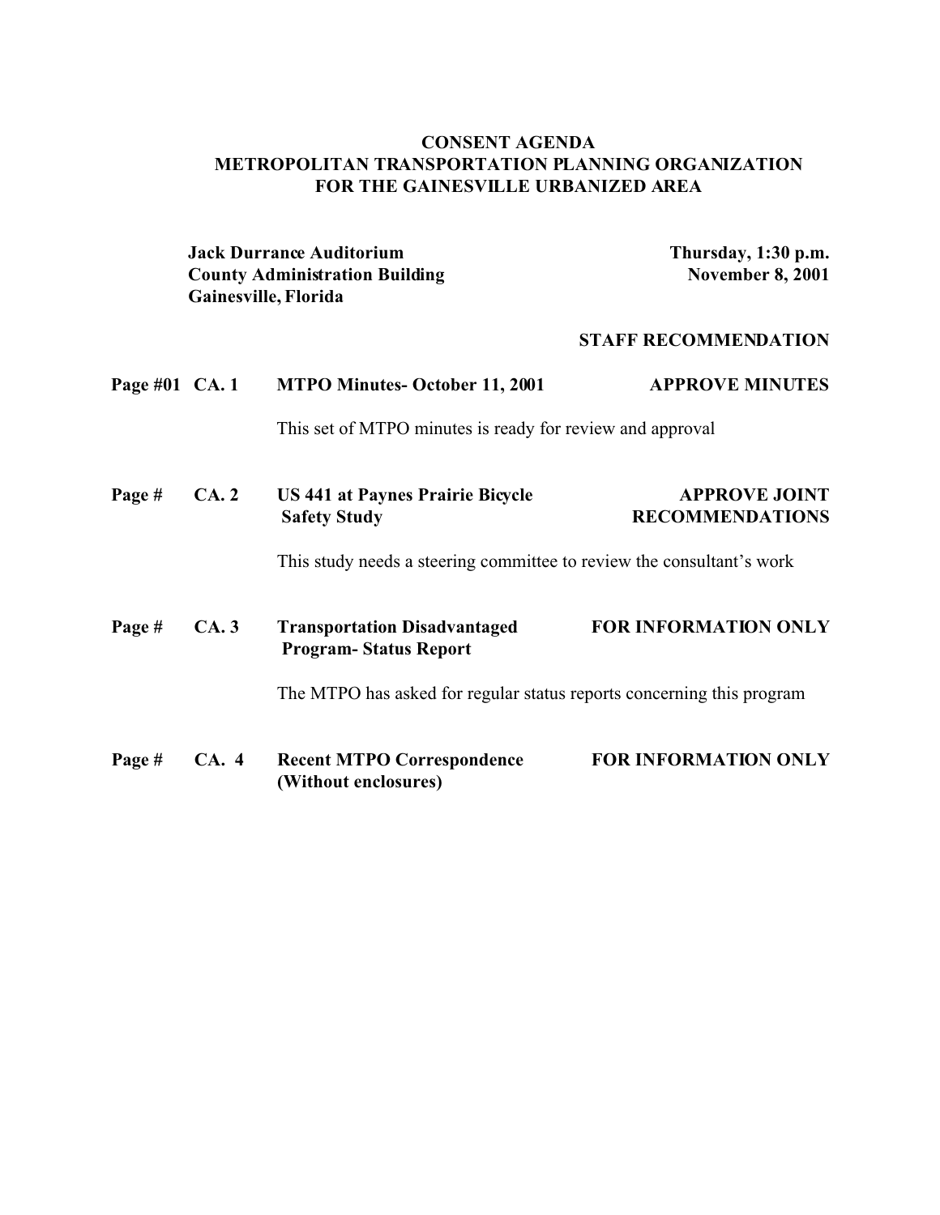# CONSENT AGENDA
# METROPOLITAN TRANSPORTATION PLANNING ORGANIZATION
# FOR THE GAINESVILLE URBANIZED AREA

**Jack Durrance Auditorium**
**County Administration Building**
**Gainesville, Florida**

**Thursday, 1:30 p.m.**
**November 8, 2001**

**STAFF RECOMMENDATION**

**Page #01 CA. 1 MTPO Minutes- October 11, 2001** — **APPROVE MINUTES**

This set of MTPO minutes is ready for review and approval

**Page # CA. 2 US 441 at Paynes Prairie Bicycle Safety Study** — **APPROVE JOINT RECOMMENDATIONS**

This study needs a steering committee to review the consultant's work

**Page # CA. 3 Transportation Disadvantaged Program- Status Report** — **FOR INFORMATION ONLY**

The MTPO has asked for regular status reports concerning this program

**Page # CA. 4 Recent MTPO Correspondence (Without enclosures)** — **FOR INFORMATION ONLY**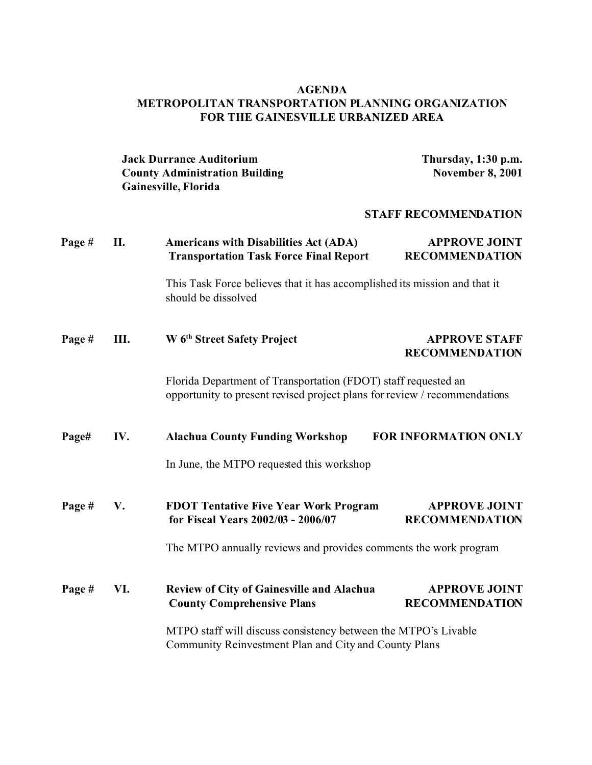# AGENDA
## METROPOLITAN TRANSPORTATION PLANNING ORGANIZATION FOR THE GAINESVILLE URBANIZED AREA

**Jack Durrance Auditorium**
**County Administration Building**
**Gainesville, Florida**

**Thursday, 1:30 p.m.**
**November 8, 2001**

**STAFF RECOMMENDATION**

**Page # II. Americans with Disabilities Act (ADA) Transportation Task Force Final Report** — **APPROVE JOINT RECOMMENDATION**

This Task Force believes that it has accomplished its mission and that it should be dissolved

**Page # III. W 6th Street Safety Project** — **APPROVE STAFF RECOMMENDATION**

Florida Department of Transportation (FDOT) staff requested an opportunity to present revised project plans for review / recommendations

**Page# IV. Alachua County Funding Workshop** — **FOR INFORMATION ONLY**

In June, the MTPO requested this workshop

**Page # V. FDOT Tentative Five Year Work Program for Fiscal Years 2002/03 - 2006/07** — **APPROVE JOINT RECOMMENDATION**

The MTPO annually reviews and provides comments the work program

**Page # VI. Review of City of Gainesville and Alachua County Comprehensive Plans** — **APPROVE JOINT RECOMMENDATION**

MTPO staff will discuss consistency between the MTPO's Livable Community Reinvestment Plan and City and County Plans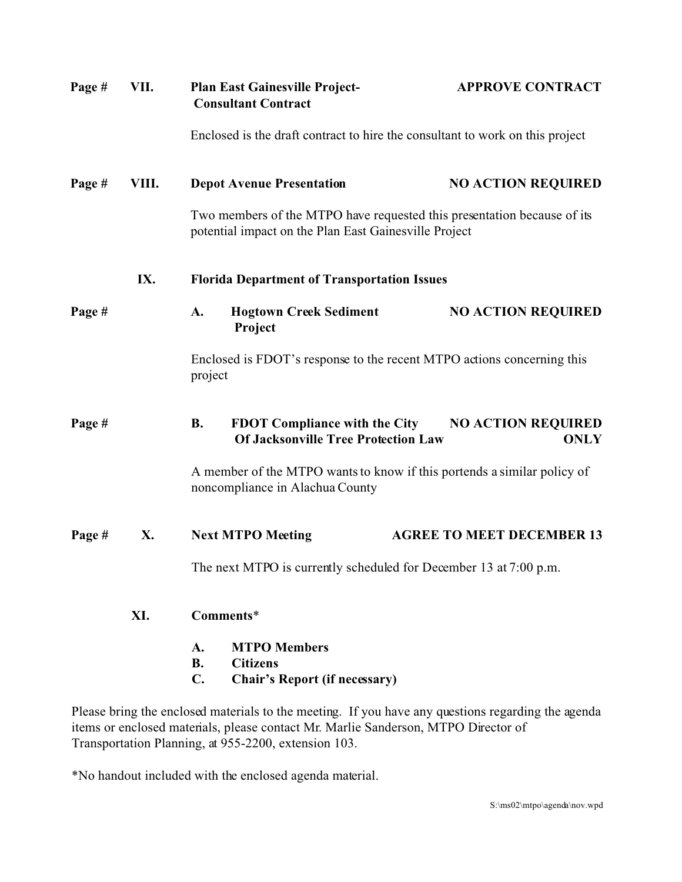**Page # VII. Plan East Gainesville Project- Consultant Contract** — **APPROVE CONTRACT**

Enclosed is the draft contract to hire the consultant to work on this project

**Page # VIII. Depot Avenue Presentation** — **NO ACTION REQUIRED**

Two members of the MTPO have requested this presentation because of its potential impact on the Plan East Gainesville Project

**IX. Florida Department of Transportation Issues**

**Page # A. Hogtown Creek Sediment Project** — **NO ACTION REQUIRED**

Enclosed is FDOT's response to the recent MTPO actions concerning this project

**Page # B. FDOT Compliance with the City Of Jacksonville Tree Protection Law** — **NO ACTION REQUIRED ONLY**

A member of the MTPO wants to know if this portends a similar policy of noncompliance in Alachua County

**Page # X. Next MTPO Meeting** — **AGREE TO MEET DECEMBER 13**

The next MTPO is currently scheduled for December 13 at 7:00 p.m.

**XI. Comments***

- **A. MTPO Members**
- **B. Citizens**
- **C. Chair's Report (if necessary)**

Please bring the enclosed materials to the meeting. If you have any questions regarding the agenda items or enclosed materials, please contact Mr. Marlie Sanderson, MTPO Director of Transportation Planning, at 955-2200, extension 103.

*No handout included with the enclosed agenda material.

S:\ms02\mtpo\agenda\nov.wpd